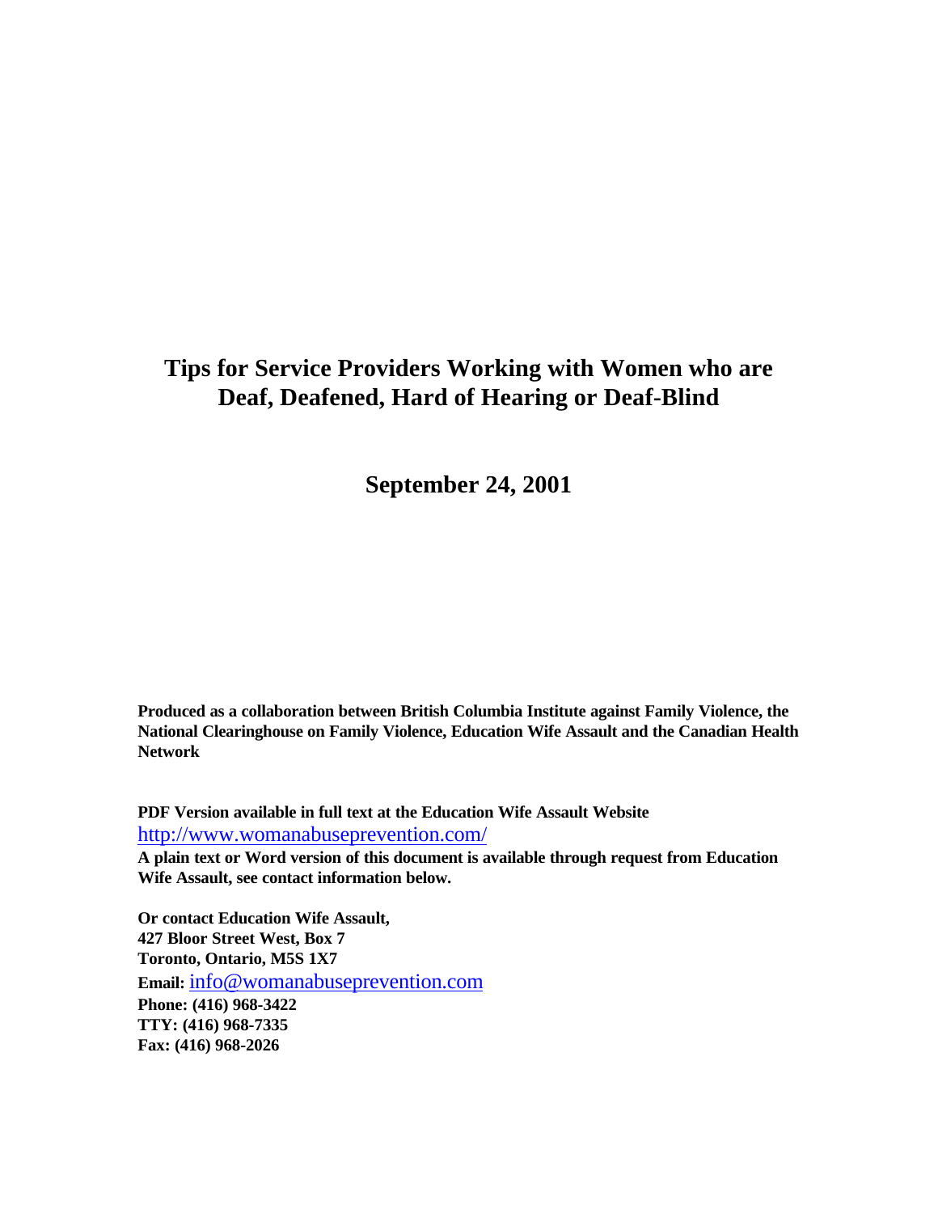# Tips for Service Providers Working with Women who are Deaf, Deafened, Hard of Hearing or Deaf-Blind

## September 24, 2001

**Produced as a collaboration between British Columbia Institute against Family Violence, the National Clearinghouse on Family Violence, Education Wife Assault and the Canadian Health Network**

**PDF Version available in full text at the Education Wife Assault Website**
http://www.womanabuseprevention.com/
**A plain text or Word version of this document is available through request from Education Wife Assault, see contact information below.**

**Or contact Education Wife Assault,**
**427 Bloor Street West, Box 7**
**Toronto, Ontario, M5S 1X7**
**Email:** info@womanabuseprevention.com
**Phone: (416) 968-3422**
**TTY: (416) 968-7335**
**Fax: (416) 968-2026**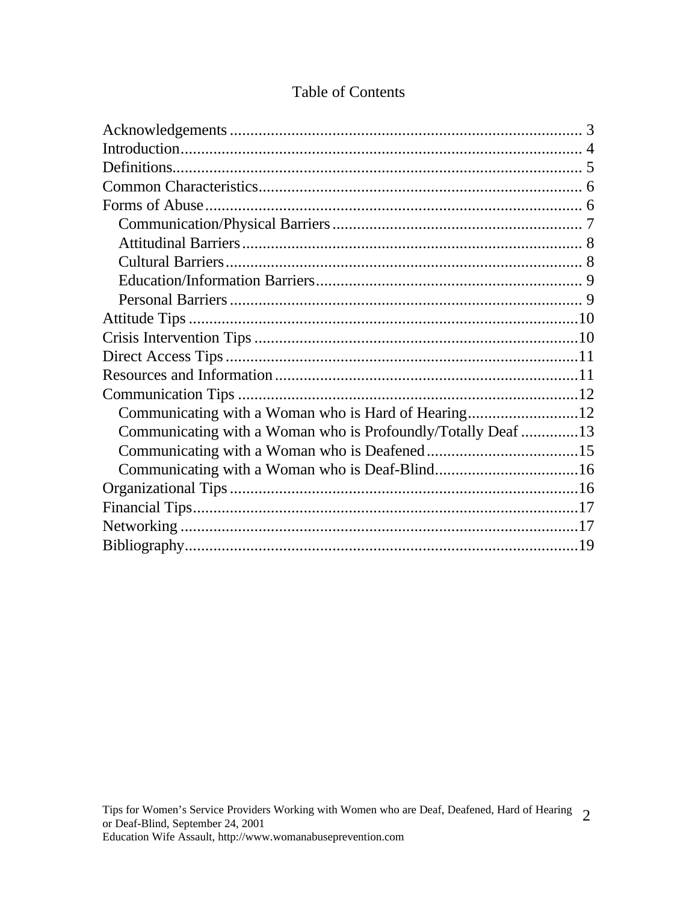# Table of Contents

- Acknowledgements ..................... 3
- Introduction ..................... 4
- Definitions ..................... 5
- Common Characteristics ..................... 6
- Forms of Abuse ..................... 6
  - Communication/Physical Barriers ..................... 7
  - Attitudinal Barriers ..................... 8
  - Cultural Barriers ..................... 8
  - Education/Information Barriers ..................... 9
  - Personal Barriers ..................... 9
- Attitude Tips ..................... 10
- Crisis Intervention Tips ..................... 10
- Direct Access Tips ..................... 11
- Resources and Information ..................... 11
- Communication Tips ..................... 12
  - Communicating with a Woman who is Hard of Hearing ..................... 12
  - Communicating with a Woman who is Profoundly/Totally Deaf ..................... 13
  - Communicating with a Woman who is Deafened ..................... 15
  - Communicating with a Woman who is Deaf-Blind ..................... 16
- Organizational Tips ..................... 16
- Financial Tips ..................... 17
- Networking ..................... 17
- Bibliography ..................... 19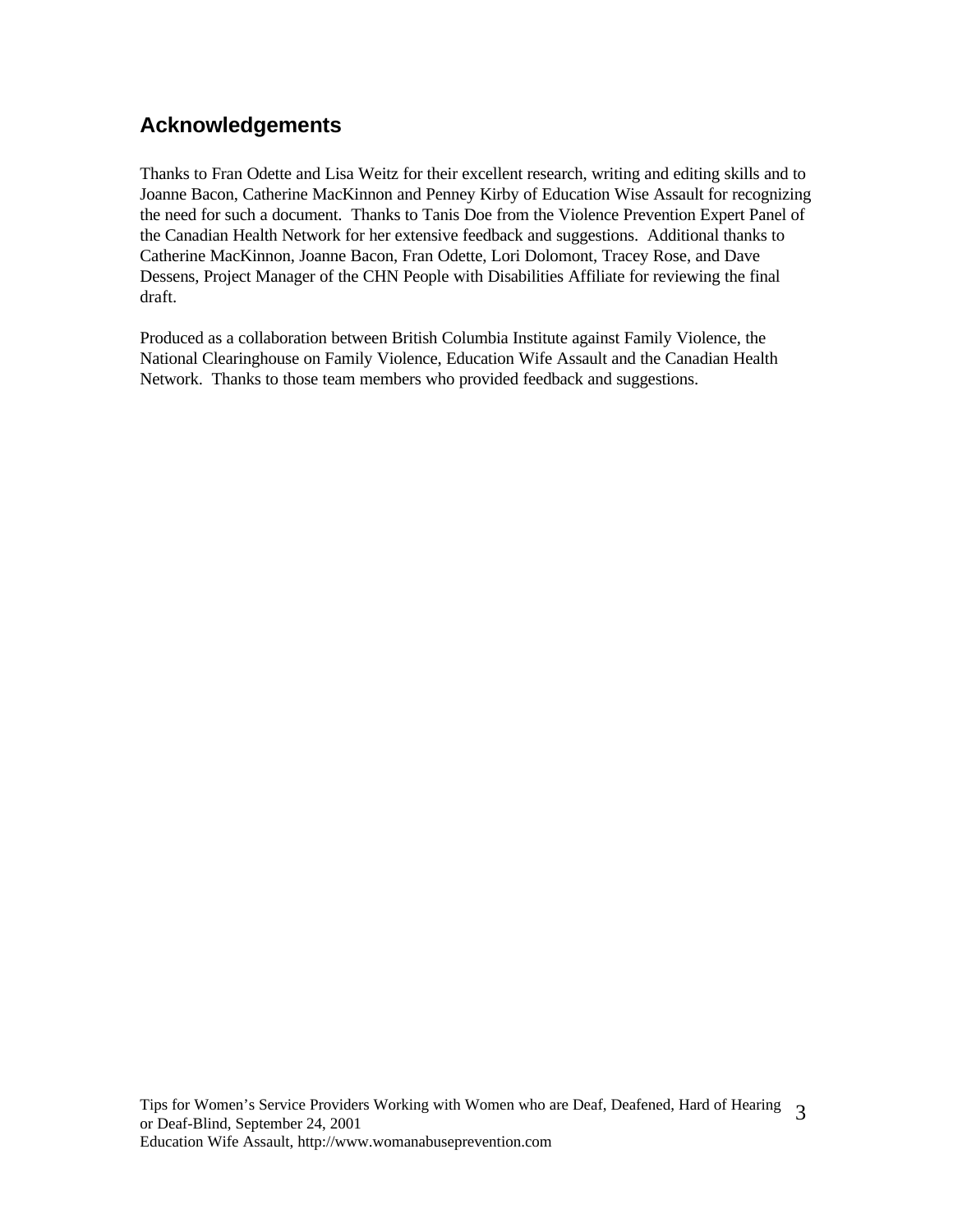## Acknowledgements

Thanks to Fran Odette and Lisa Weitz for their excellent research, writing and editing skills and to Joanne Bacon, Catherine MacKinnon and Penney Kirby of Education Wise Assault for recognizing the need for such a document. Thanks to Tanis Doe from the Violence Prevention Expert Panel of the Canadian Health Network for her extensive feedback and suggestions. Additional thanks to Catherine MacKinnon, Joanne Bacon, Fran Odette, Lori Dolomont, Tracey Rose, and Dave Dessens, Project Manager of the CHN People with Disabilities Affiliate for reviewing the final draft.

Produced as a collaboration between British Columbia Institute against Family Violence, the National Clearinghouse on Family Violence, Education Wife Assault and the Canadian Health Network. Thanks to those team members who provided feedback and suggestions.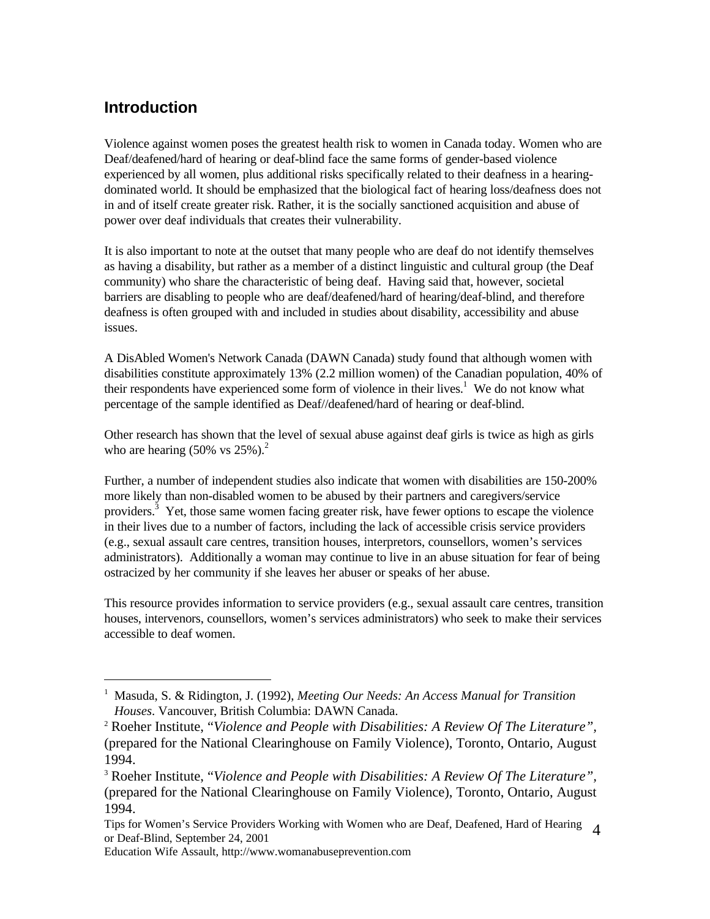## Introduction

Violence against women poses the greatest health risk to women in Canada today. Women who are Deaf/deafened/hard of hearing or deaf-blind face the same forms of gender-based violence experienced by all women, plus additional risks specifically related to their deafness in a hearing-dominated world. It should be emphasized that the biological fact of hearing loss/deafness does not in and of itself create greater risk. Rather, it is the socially sanctioned acquisition and abuse of power over deaf individuals that creates their vulnerability.

It is also important to note at the outset that many people who are deaf do not identify themselves as having a disability, but rather as a member of a distinct linguistic and cultural group (the Deaf community) who share the characteristic of being deaf. Having said that, however, societal barriers are disabling to people who are deaf/deafened/hard of hearing/deaf-blind, and therefore deafness is often grouped with and included in studies about disability, accessibility and abuse issues.

A DisAbled Women's Network Canada (DAWN Canada) study found that although women with disabilities constitute approximately 13% (2.2 million women) of the Canadian population, 40% of their respondents have experienced some form of violence in their lives.[1] We do not know what percentage of the sample identified as Deaf//deafened/hard of hearing or deaf-blind.

Other research has shown that the level of sexual abuse against deaf girls is twice as high as girls who are hearing (50% vs 25%).[2]

Further, a number of independent studies also indicate that women with disabilities are 150-200% more likely than non-disabled women to be abused by their partners and caregivers/service providers.[3] Yet, those same women facing greater risk, have fewer options to escape the violence in their lives due to a number of factors, including the lack of accessible crisis service providers (e.g., sexual assault care centres, transition houses, interpretors, counsellors, women's services administrators). Additionally a woman may continue to live in an abuse situation for fear of being ostracized by her community if she leaves her abuser or speaks of her abuse.

This resource provides information to service providers (e.g., sexual assault care centres, transition houses, intervenors, counsellors, women's services administrators) who seek to make their services accessible to deaf women.

---

[1] Masuda, S. & Ridington, J. (1992), *Meeting Our Needs: An Access Manual for Transition Houses*. Vancouver, British Columbia: DAWN Canada.

[2] Roeher Institute, "*Violence and People with Disabilities: A Review Of The Literature"*, (prepared for the National Clearinghouse on Family Violence), Toronto, Ontario, August 1994.

[3] Roeher Institute, "*Violence and People with Disabilities: A Review Of The Literature"*, (prepared for the National Clearinghouse on Family Violence), Toronto, Ontario, August 1994.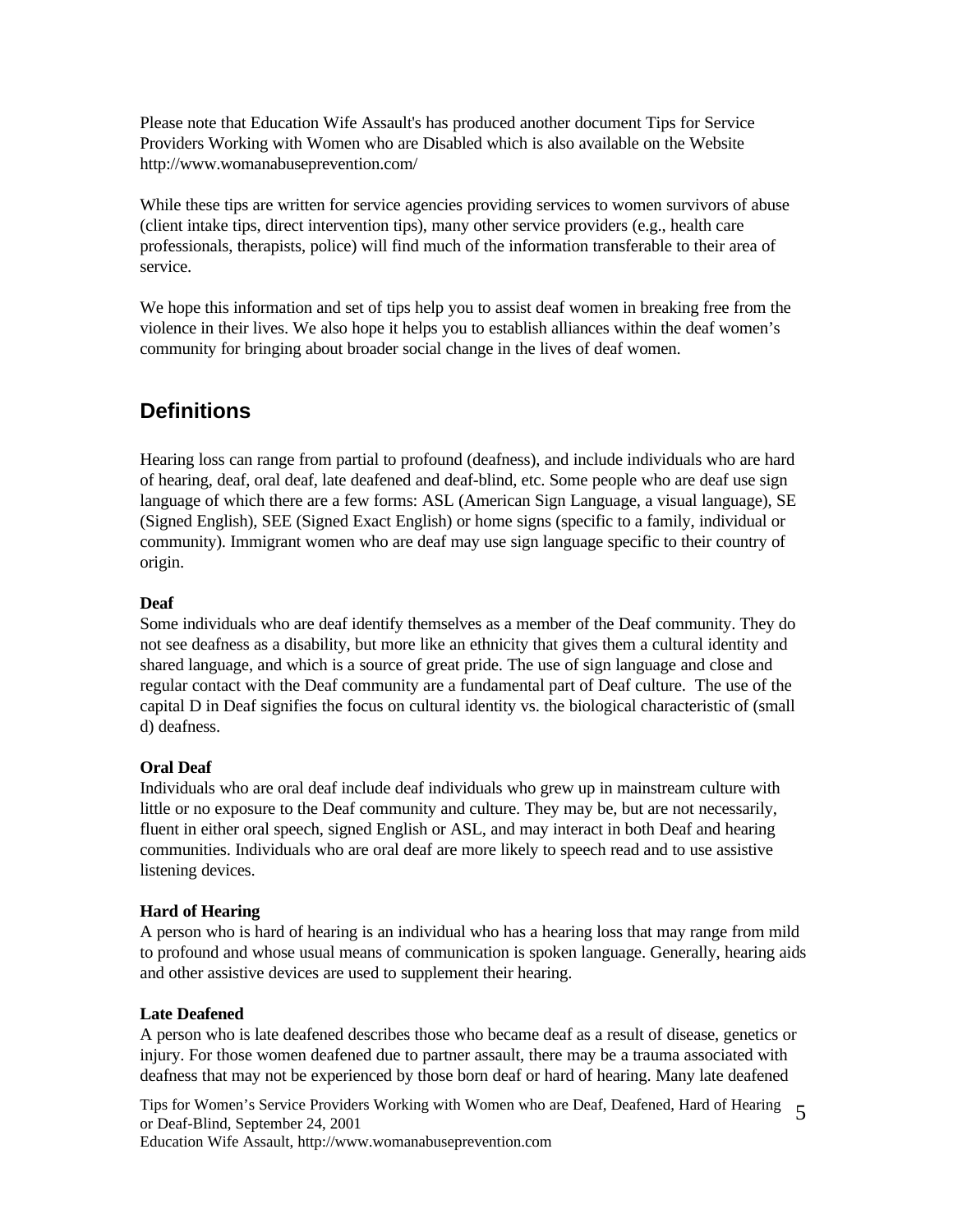Please note that Education Wife Assault's has produced another document Tips for Service Providers Working with Women who are Disabled which is also available on the Website http://www.womanabuseprevention.com/

While these tips are written for service agencies providing services to women survivors of abuse (client intake tips, direct intervention tips), many other service providers (e.g., health care professionals, therapists, police) will find much of the information transferable to their area of service.

We hope this information and set of tips help you to assist deaf women in breaking free from the violence in their lives. We also hope it helps you to establish alliances within the deaf women's community for bringing about broader social change in the lives of deaf women.

## Definitions

Hearing loss can range from partial to profound (deafness), and include individuals who are hard of hearing, deaf, oral deaf, late deafened and deaf-blind, etc. Some people who are deaf use sign language of which there are a few forms: ASL (American Sign Language, a visual language), SE (Signed English), SEE (Signed Exact English) or home signs (specific to a family, individual or community). Immigrant women who are deaf may use sign language specific to their country of origin.

**Deaf**
Some individuals who are deaf identify themselves as a member of the Deaf community. They do not see deafness as a disability, but more like an ethnicity that gives them a cultural identity and shared language, and which is a source of great pride. The use of sign language and close and regular contact with the Deaf community are a fundamental part of Deaf culture. The use of the capital D in Deaf signifies the focus on cultural identity vs. the biological characteristic of (small d) deafness.

**Oral Deaf**
Individuals who are oral deaf include deaf individuals who grew up in mainstream culture with little or no exposure to the Deaf community and culture. They may be, but are not necessarily, fluent in either oral speech, signed English or ASL, and may interact in both Deaf and hearing communities. Individuals who are oral deaf are more likely to speech read and to use assistive listening devices.

**Hard of Hearing**
A person who is hard of hearing is an individual who has a hearing loss that may range from mild to profound and whose usual means of communication is spoken language. Generally, hearing aids and other assistive devices are used to supplement their hearing.

**Late Deafened**
A person who is late deafened describes those who became deaf as a result of disease, genetics or injury. For those women deafened due to partner assault, there may be a trauma associated with deafness that may not be experienced by those born deaf or hard of hearing. Many late deafened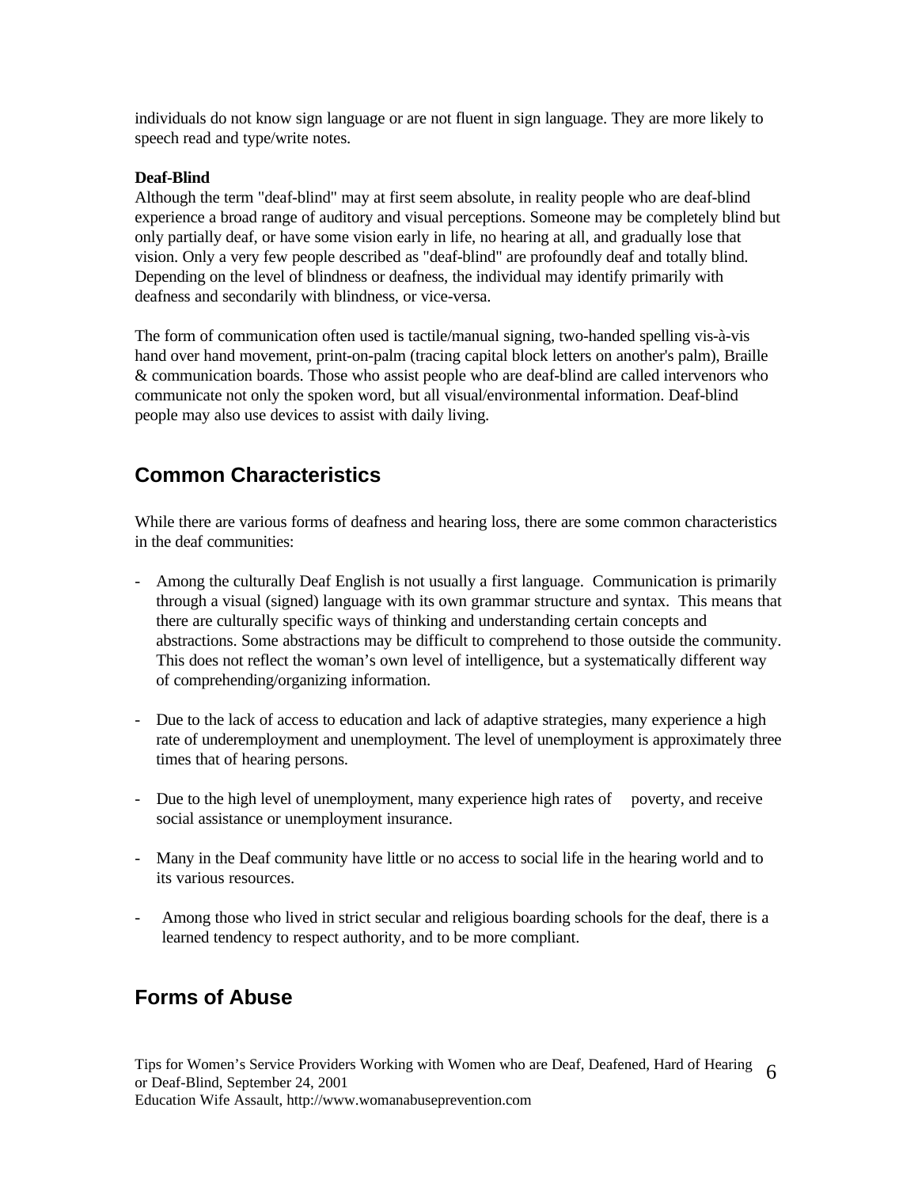individuals do not know sign language or are not fluent in sign language. They are more likely to speech read and type/write notes.

**Deaf-Blind**

Although the term "deaf-blind" may at first seem absolute, in reality people who are deaf-blind experience a broad range of auditory and visual perceptions. Someone may be completely blind but only partially deaf, or have some vision early in life, no hearing at all, and gradually lose that vision. Only a very few people described as "deaf-blind" are profoundly deaf and totally blind. Depending on the level of blindness or deafness, the individual may identify primarily with deafness and secondarily with blindness, or vice-versa.

The form of communication often used is tactile/manual signing, two-handed spelling vis-à-vis hand over hand movement, print-on-palm (tracing capital block letters on another's palm), Braille & communication boards. Those who assist people who are deaf-blind are called intervenors who communicate not only the spoken word, but all visual/environmental information. Deaf-blind people may also use devices to assist with daily living.

## Common Characteristics

While there are various forms of deafness and hearing loss, there are some common characteristics in the deaf communities:

- Among the culturally Deaf English is not usually a first language. Communication is primarily through a visual (signed) language with its own grammar structure and syntax. This means that there are culturally specific ways of thinking and understanding certain concepts and abstractions. Some abstractions may be difficult to comprehend to those outside the community. This does not reflect the woman's own level of intelligence, but a systematically different way of comprehending/organizing information.

- Due to the lack of access to education and lack of adaptive strategies, many experience a high rate of underemployment and unemployment. The level of unemployment is approximately three times that of hearing persons.

- Due to the high level of unemployment, many experience high rates of poverty, and receive social assistance or unemployment insurance.

- Many in the Deaf community have little or no access to social life in the hearing world and to its various resources.

- Among those who lived in strict secular and religious boarding schools for the deaf, there is a learned tendency to respect authority, and to be more compliant.

## Forms of Abuse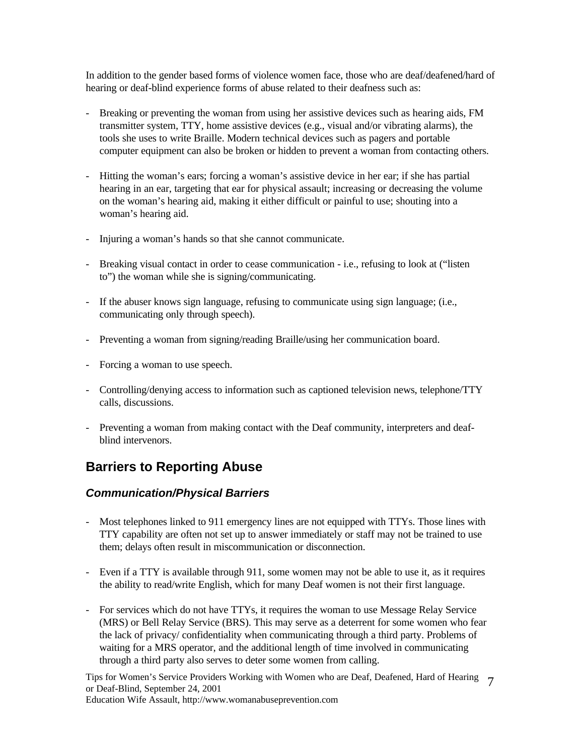In addition to the gender based forms of violence women face, those who are deaf/deafened/hard of hearing or deaf-blind experience forms of abuse related to their deafness such as:

- Breaking or preventing the woman from using her assistive devices such as hearing aids, FM transmitter system, TTY, home assistive devices (e.g., visual and/or vibrating alarms), the tools she uses to write Braille. Modern technical devices such as pagers and portable computer equipment can also be broken or hidden to prevent a woman from contacting others.

- Hitting the woman's ears; forcing a woman's assistive device in her ear; if she has partial hearing in an ear, targeting that ear for physical assault; increasing or decreasing the volume on the woman's hearing aid, making it either difficult or painful to use; shouting into a woman's hearing aid.

- Injuring a woman's hands so that she cannot communicate.

- Breaking visual contact in order to cease communication - i.e., refusing to look at ("listen to") the woman while she is signing/communicating.

- If the abuser knows sign language, refusing to communicate using sign language; (i.e., communicating only through speech).

- Preventing a woman from signing/reading Braille/using her communication board.

- Forcing a woman to use speech.

- Controlling/denying access to information such as captioned television news, telephone/TTY calls, discussions.

- Preventing a woman from making contact with the Deaf community, interpreters and deaf-blind intervenors.

## Barriers to Reporting Abuse

### *Communication/Physical Barriers*

- Most telephones linked to 911 emergency lines are not equipped with TTYs. Those lines with TTY capability are often not set up to answer immediately or staff may not be trained to use them; delays often result in miscommunication or disconnection.

- Even if a TTY is available through 911, some women may not be able to use it, as it requires the ability to read/write English, which for many Deaf women is not their first language.

- For services which do not have TTYs, it requires the woman to use Message Relay Service (MRS) or Bell Relay Service (BRS). This may serve as a deterrent for some women who fear the lack of privacy/ confidentiality when communicating through a third party. Problems of waiting for a MRS operator, and the additional length of time involved in communicating through a third party also serves to deter some women from calling.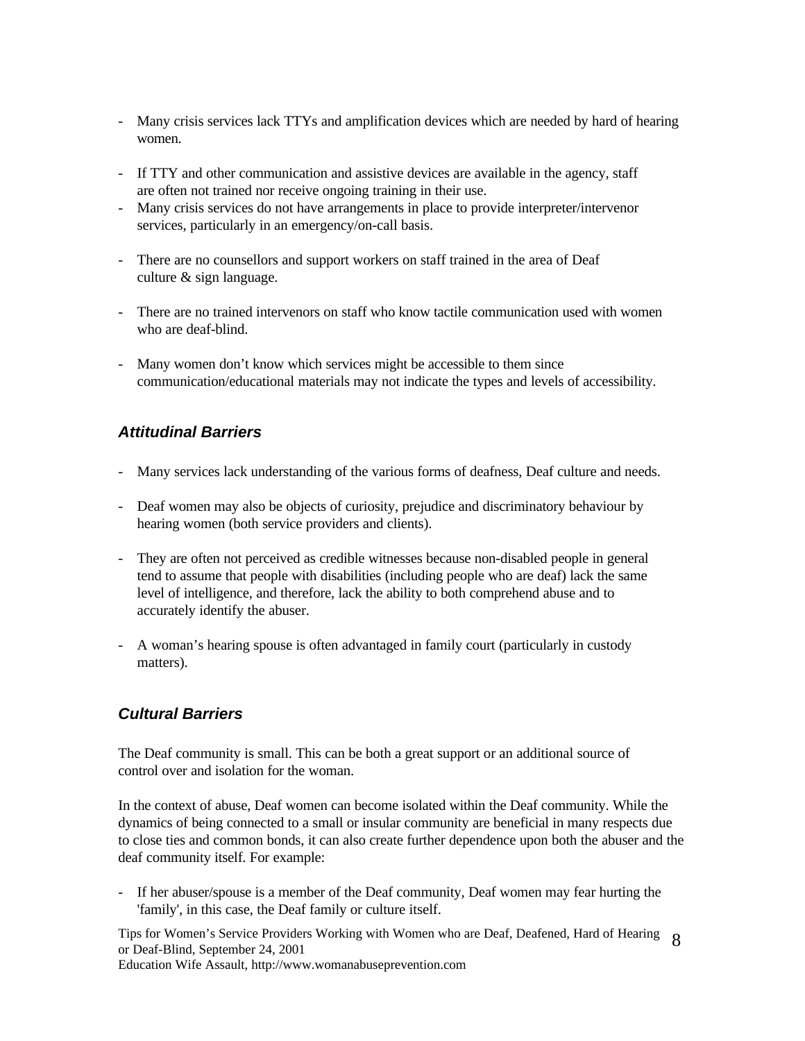- Many crisis services lack TTYs and amplification devices which are needed by hard of hearing women.

- If TTY and other communication and assistive devices are available in the agency, staff are often not trained nor receive ongoing training in their use.
- Many crisis services do not have arrangements in place to provide interpreter/intervenor services, particularly in an emergency/on-call basis.

- There are no counsellors and support workers on staff trained in the area of Deaf culture & sign language.

- There are no trained intervenors on staff who know tactile communication used with women who are deaf-blind.

- Many women don't know which services might be accessible to them since communication/educational materials may not indicate the types and levels of accessibility.

### ***Attitudinal Barriers***

- Many services lack understanding of the various forms of deafness, Deaf culture and needs.

- Deaf women may also be objects of curiosity, prejudice and discriminatory behaviour by hearing women (both service providers and clients).

- They are often not perceived as credible witnesses because non-disabled people in general tend to assume that people with disabilities (including people who are deaf) lack the same level of intelligence, and therefore, lack the ability to both comprehend abuse and to accurately identify the abuser.

- A woman's hearing spouse is often advantaged in family court (particularly in custody matters).

### ***Cultural Barriers***

The Deaf community is small. This can be both a great support or an additional source of control over and isolation for the woman.

In the context of abuse, Deaf women can become isolated within the Deaf community. While the dynamics of being connected to a small or insular community are beneficial in many respects due to close ties and common bonds, it can also create further dependence upon both the abuser and the deaf community itself. For example:

- If her abuser/spouse is a member of the Deaf community, Deaf women may fear hurting the 'family', in this case, the Deaf family or culture itself.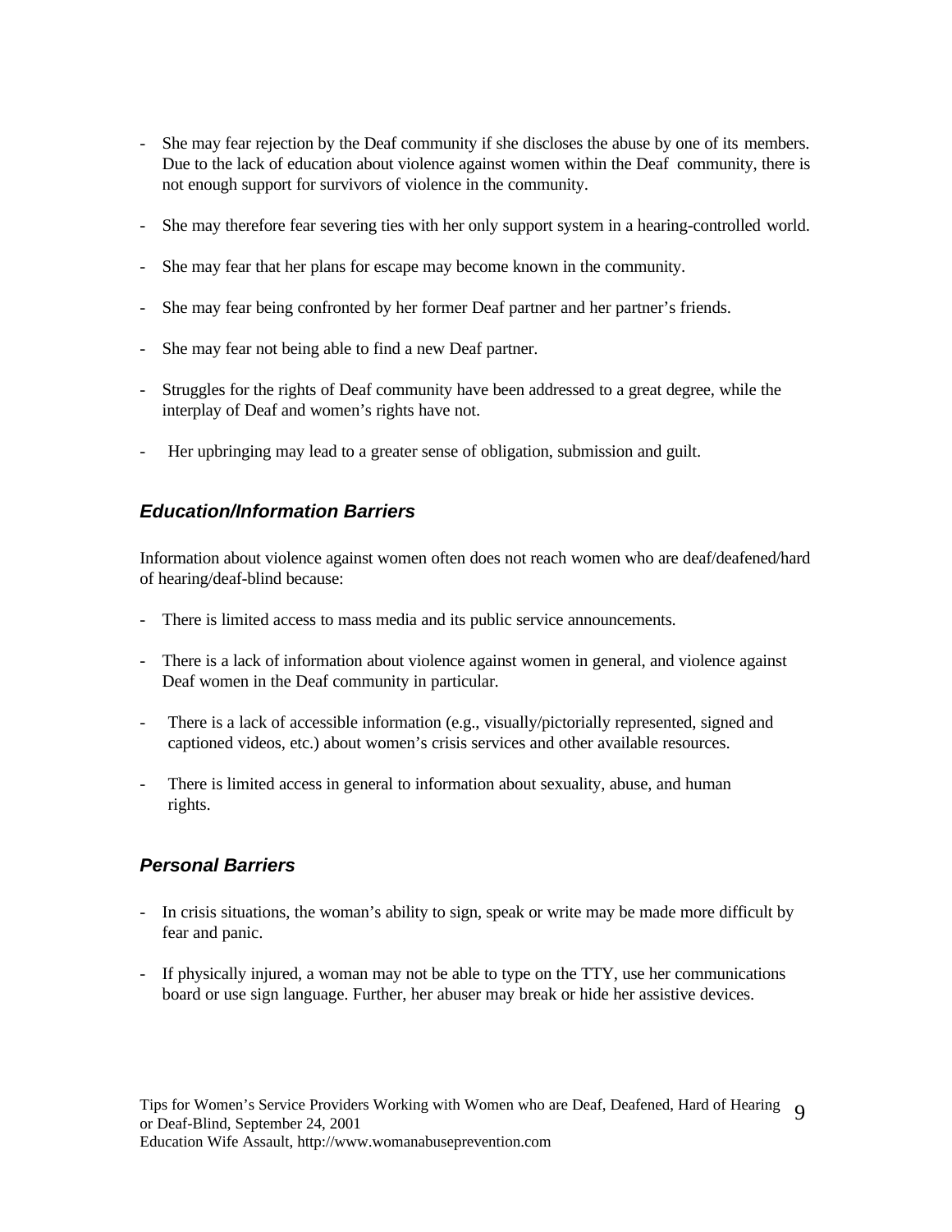- She may fear rejection by the Deaf community if she discloses the abuse by one of its members. Due to the lack of education about violence against women within the Deaf community, there is not enough support for survivors of violence in the community.
- She may therefore fear severing ties with her only support system in a hearing-controlled world.
- She may fear that her plans for escape may become known in the community.
- She may fear being confronted by her former Deaf partner and her partner's friends.
- She may fear not being able to find a new Deaf partner.
- Struggles for the rights of Deaf community have been addressed to a great degree, while the interplay of Deaf and women's rights have not.
- Her upbringing may lead to a greater sense of obligation, submission and guilt.

### *Education/Information Barriers*

Information about violence against women often does not reach women who are deaf/deafened/hard of hearing/deaf-blind because:

- There is limited access to mass media and its public service announcements.
- There is a lack of information about violence against women in general, and violence against Deaf women in the Deaf community in particular.
- There is a lack of accessible information (e.g., visually/pictorially represented, signed and captioned videos, etc.) about women's crisis services and other available resources.
- There is limited access in general to information about sexuality, abuse, and human rights.

### *Personal Barriers*

- In crisis situations, the woman's ability to sign, speak or write may be made more difficult by fear and panic.
- If physically injured, a woman may not be able to type on the TTY, use her communications board or use sign language. Further, her abuser may break or hide her assistive devices.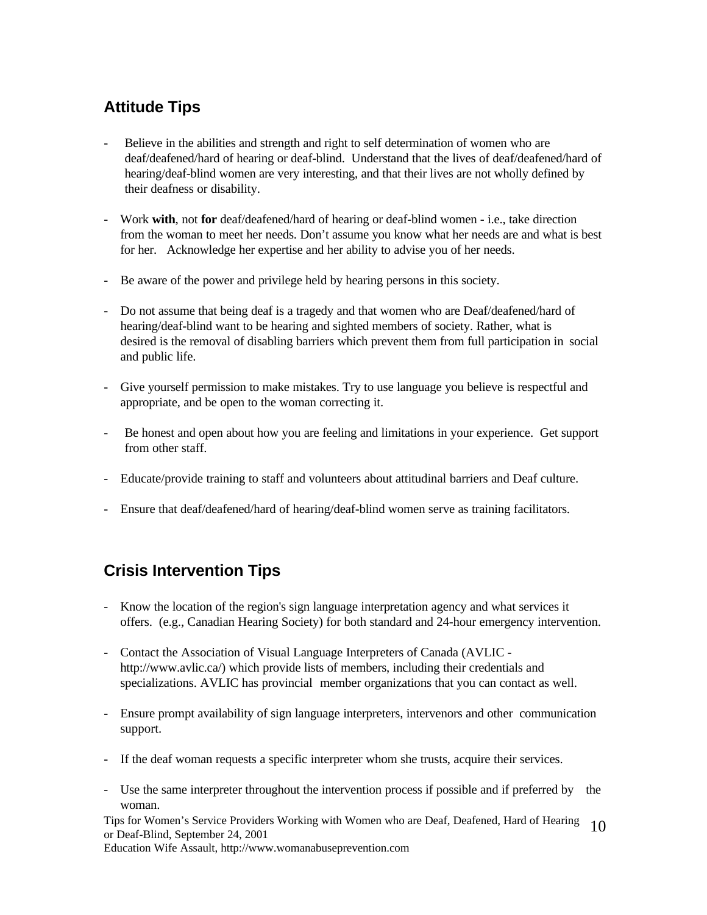## Attitude Tips

- Believe in the abilities and strength and right to self determination of women who are deaf/deafened/hard of hearing or deaf-blind. Understand that the lives of deaf/deafened/hard of hearing/deaf-blind women are very interesting, and that their lives are not wholly defined by their deafness or disability.

- Work **with**, not **for** deaf/deafened/hard of hearing or deaf-blind women - i.e., take direction from the woman to meet her needs. Don't assume you know what her needs are and what is best for her. Acknowledge her expertise and her ability to advise you of her needs.

- Be aware of the power and privilege held by hearing persons in this society.

- Do not assume that being deaf is a tragedy and that women who are Deaf/deafened/hard of hearing/deaf-blind want to be hearing and sighted members of society. Rather, what is desired is the removal of disabling barriers which prevent them from full participation in social and public life.

- Give yourself permission to make mistakes. Try to use language you believe is respectful and appropriate, and be open to the woman correcting it.

- Be honest and open about how you are feeling and limitations in your experience. Get support from other staff.

- Educate/provide training to staff and volunteers about attitudinal barriers and Deaf culture.

- Ensure that deaf/deafened/hard of hearing/deaf-blind women serve as training facilitators.

## Crisis Intervention Tips

- Know the location of the region's sign language interpretation agency and what services it offers. (e.g., Canadian Hearing Society) for both standard and 24-hour emergency intervention.

- Contact the Association of Visual Language Interpreters of Canada (AVLIC - http://www.avlic.ca/) which provide lists of members, including their credentials and specializations. AVLIC has provincial member organizations that you can contact as well.

- Ensure prompt availability of sign language interpreters, intervenors and other communication support.

- If the deaf woman requests a specific interpreter whom she trusts, acquire their services.

- Use the same interpreter throughout the intervention process if possible and if preferred by the woman.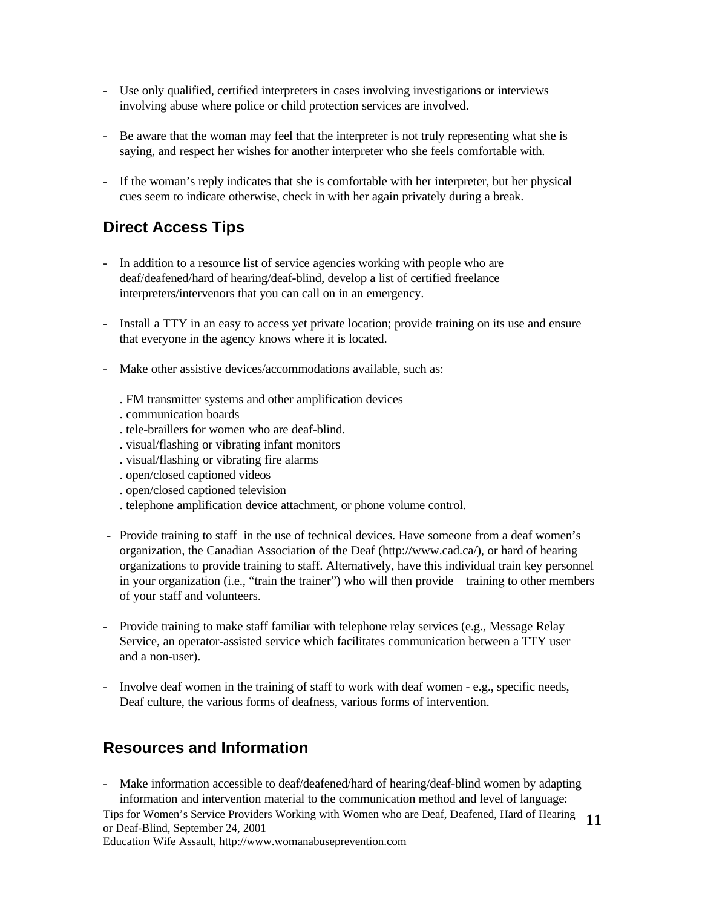- Use only qualified, certified interpreters in cases involving investigations or interviews involving abuse where police or child protection services are involved.

- Be aware that the woman may feel that the interpreter is not truly representing what she is saying, and respect her wishes for another interpreter who she feels comfortable with.

- If the woman's reply indicates that she is comfortable with her interpreter, but her physical cues seem to indicate otherwise, check in with her again privately during a break.

## Direct Access Tips

- In addition to a resource list of service agencies working with people who are deaf/deafened/hard of hearing/deaf-blind, develop a list of certified freelance interpreters/intervenors that you can call on in an emergency.

- Install a TTY in an easy to access yet private location; provide training on its use and ensure that everyone in the agency knows where it is located.

- Make other assistive devices/accommodations available, such as:

  . FM transmitter systems and other amplification devices
  . communication boards
  . tele-braillers for women who are deaf-blind.
  . visual/flashing or vibrating infant monitors
  . visual/flashing or vibrating fire alarms
  . open/closed captioned videos
  . open/closed captioned television
  . telephone amplification device attachment, or phone volume control.

- Provide training to staff in the use of technical devices. Have someone from a deaf women's organization, the Canadian Association of the Deaf (http://www.cad.ca/), or hard of hearing organizations to provide training to staff. Alternatively, have this individual train key personnel in your organization (i.e., "train the trainer") who will then provide training to other members of your staff and volunteers.

- Provide training to make staff familiar with telephone relay services (e.g., Message Relay Service, an operator-assisted service which facilitates communication between a TTY user and a non-user).

- Involve deaf women in the training of staff to work with deaf women - e.g., specific needs, Deaf culture, the various forms of deafness, various forms of intervention.

## Resources and Information

- Make information accessible to deaf/deafened/hard of hearing/deaf-blind women by adapting information and intervention material to the communication method and level of language: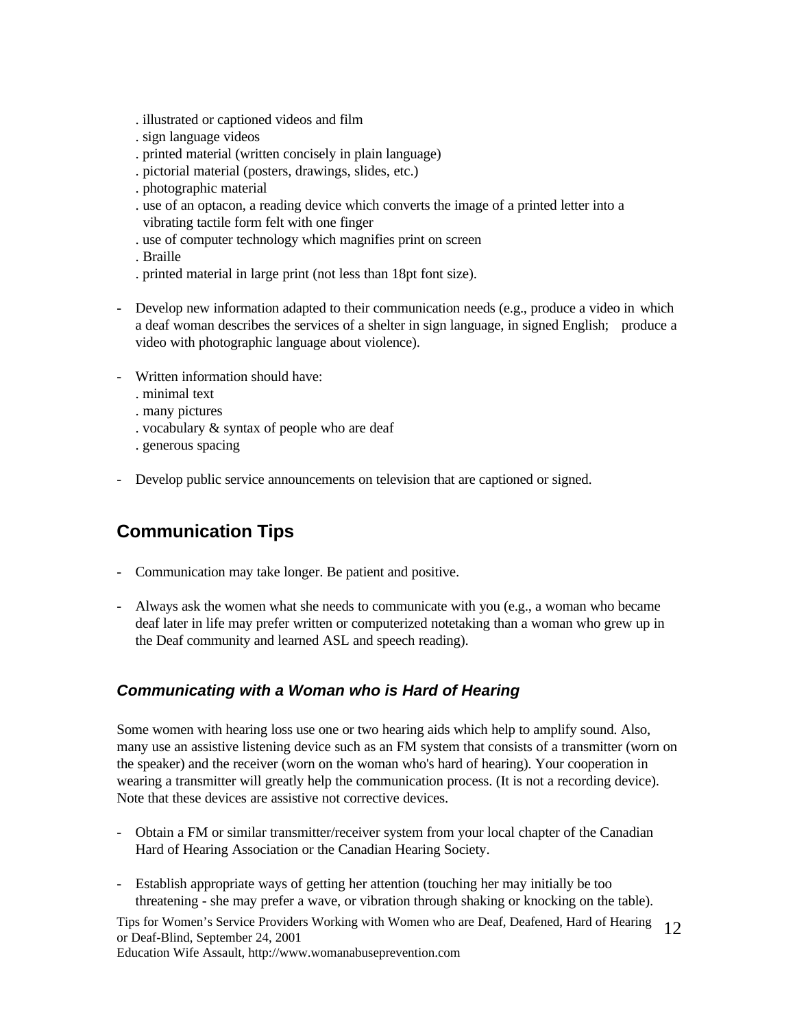. illustrated or captioned videos and film
. sign language videos
. printed material (written concisely in plain language)
. pictorial material (posters, drawings, slides, etc.)
. photographic material
. use of an optacon, a reading device which converts the image of a printed letter into a vibrating tactile form felt with one finger
. use of computer technology which magnifies print on screen
. Braille
. printed material in large print (not less than 18pt font size).

- Develop new information adapted to their communication needs (e.g., produce a video in which a deaf woman describes the services of a shelter in sign language, in signed English; produce a video with photographic language about violence).

- Written information should have:
  . minimal text
  . many pictures
  . vocabulary & syntax of people who are deaf
  . generous spacing

- Develop public service announcements on television that are captioned or signed.

## Communication Tips

- Communication may take longer. Be patient and positive.

- Always ask the women what she needs to communicate with you (e.g., a woman who became deaf later in life may prefer written or computerized notetaking than a woman who grew up in the Deaf community and learned ASL and speech reading).

### *Communicating with a Woman who is Hard of Hearing*

Some women with hearing loss use one or two hearing aids which help to amplify sound. Also, many use an assistive listening device such as an FM system that consists of a transmitter (worn on the speaker) and the receiver (worn on the woman who's hard of hearing). Your cooperation in wearing a transmitter will greatly help the communication process. (It is not a recording device). Note that these devices are assistive not corrective devices.

- Obtain a FM or similar transmitter/receiver system from your local chapter of the Canadian Hard of Hearing Association or the Canadian Hearing Society.

- Establish appropriate ways of getting her attention (touching her may initially be too threatening - she may prefer a wave, or vibration through shaking or knocking on the table).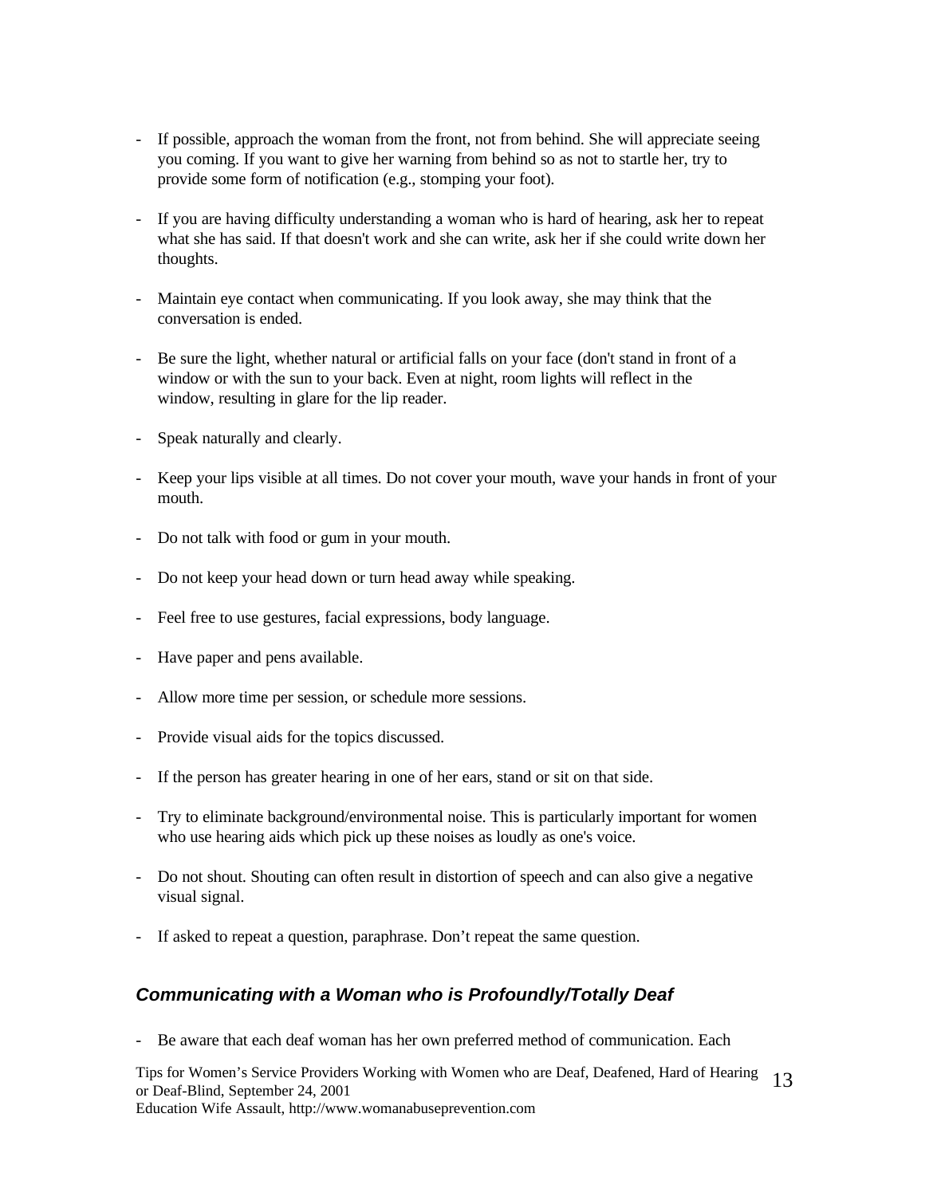- If possible, approach the woman from the front, not from behind. She will appreciate seeing you coming. If you want to give her warning from behind so as not to startle her, try to provide some form of notification (e.g., stomping your foot).

- If you are having difficulty understanding a woman who is hard of hearing, ask her to repeat what she has said. If that doesn't work and she can write, ask her if she could write down her thoughts.

- Maintain eye contact when communicating. If you look away, she may think that the conversation is ended.

- Be sure the light, whether natural or artificial falls on your face (don't stand in front of a window or with the sun to your back. Even at night, room lights will reflect in the window, resulting in glare for the lip reader.

- Speak naturally and clearly.

- Keep your lips visible at all times. Do not cover your mouth, wave your hands in front of your mouth.

- Do not talk with food or gum in your mouth.

- Do not keep your head down or turn head away while speaking.

- Feel free to use gestures, facial expressions, body language.

- Have paper and pens available.

- Allow more time per session, or schedule more sessions.

- Provide visual aids for the topics discussed.

- If the person has greater hearing in one of her ears, stand or sit on that side.

- Try to eliminate background/environmental noise. This is particularly important for women who use hearing aids which pick up these noises as loudly as one's voice.

- Do not shout. Shouting can often result in distortion of speech and can also give a negative visual signal.

- If asked to repeat a question, paraphrase. Don't repeat the same question.

### *Communicating with a Woman who is Profoundly/Totally Deaf*

- Be aware that each deaf woman has her own preferred method of communication. Each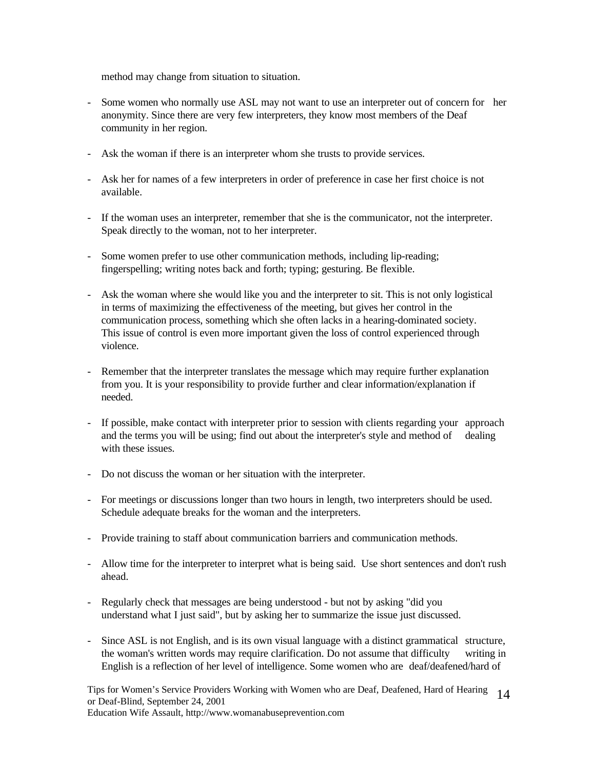method may change from situation to situation.

- Some women who normally use ASL may not want to use an interpreter out of concern for her anonymity. Since there are very few interpreters, they know most members of the Deaf community in her region.

- Ask the woman if there is an interpreter whom she trusts to provide services.

- Ask her for names of a few interpreters in order of preference in case her first choice is not available.

- If the woman uses an interpreter, remember that she is the communicator, not the interpreter. Speak directly to the woman, not to her interpreter.

- Some women prefer to use other communication methods, including lip-reading; fingerspelling; writing notes back and forth; typing; gesturing. Be flexible.

- Ask the woman where she would like you and the interpreter to sit. This is not only logistical in terms of maximizing the effectiveness of the meeting, but gives her control in the communication process, something which she often lacks in a hearing-dominated society. This issue of control is even more important given the loss of control experienced through violence.

- Remember that the interpreter translates the message which may require further explanation from you. It is your responsibility to provide further and clear information/explanation if needed.

- If possible, make contact with interpreter prior to session with clients regarding your approach and the terms you will be using; find out about the interpreter's style and method of dealing with these issues.

- Do not discuss the woman or her situation with the interpreter.

- For meetings or discussions longer than two hours in length, two interpreters should be used. Schedule adequate breaks for the woman and the interpreters.

- Provide training to staff about communication barriers and communication methods.

- Allow time for the interpreter to interpret what is being said. Use short sentences and don't rush ahead.

- Regularly check that messages are being understood - but not by asking "did you understand what I just said", but by asking her to summarize the issue just discussed.

- Since ASL is not English, and is its own visual language with a distinct grammatical structure, the woman's written words may require clarification. Do not assume that difficulty writing in English is a reflection of her level of intelligence. Some women who are deaf/deafened/hard of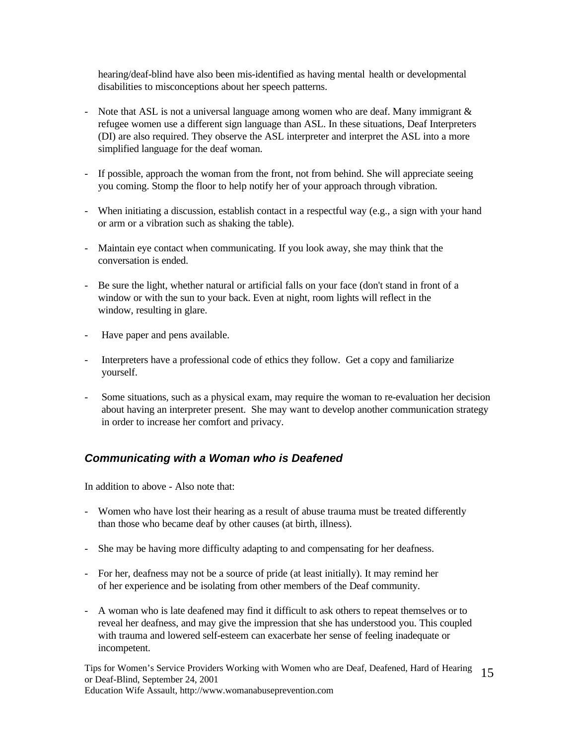hearing/deaf-blind have also been mis-identified as having mental health or developmental disabilities to misconceptions about her speech patterns.

- Note that ASL is not a universal language among women who are deaf. Many immigrant & refugee women use a different sign language than ASL. In these situations, Deaf Interpreters (DI) are also required. They observe the ASL interpreter and interpret the ASL into a more simplified language for the deaf woman.

- If possible, approach the woman from the front, not from behind. She will appreciate seeing you coming. Stomp the floor to help notify her of your approach through vibration.

- When initiating a discussion, establish contact in a respectful way (e.g., a sign with your hand or arm or a vibration such as shaking the table).

- Maintain eye contact when communicating. If you look away, she may think that the conversation is ended.

- Be sure the light, whether natural or artificial falls on your face (don't stand in front of a window or with the sun to your back. Even at night, room lights will reflect in the window, resulting in glare.

- Have paper and pens available.

- Interpreters have a professional code of ethics they follow. Get a copy and familiarize yourself.

- Some situations, such as a physical exam, may require the woman to re-evaluation her decision about having an interpreter present. She may want to develop another communication strategy in order to increase her comfort and privacy.

### *Communicating with a Woman who is Deafened*

In addition to above - Also note that:

- Women who have lost their hearing as a result of abuse trauma must be treated differently than those who became deaf by other causes (at birth, illness).

- She may be having more difficulty adapting to and compensating for her deafness.

- For her, deafness may not be a source of pride (at least initially). It may remind her of her experience and be isolating from other members of the Deaf community.

- A woman who is late deafened may find it difficult to ask others to repeat themselves or to reveal her deafness, and may give the impression that she has understood you. This coupled with trauma and lowered self-esteem can exacerbate her sense of feeling inadequate or incompetent.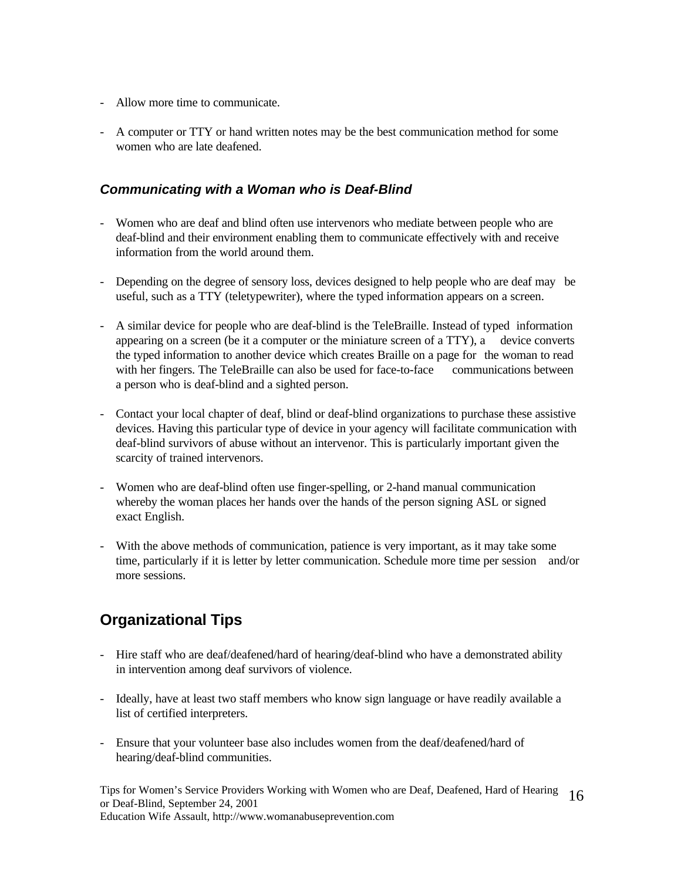- Allow more time to communicate.
- A computer or TTY or hand written notes may be the best communication method for some women who are late deafened.

### *Communicating with a Woman who is Deaf-Blind*

- Women who are deaf and blind often use intervenors who mediate between people who are deaf-blind and their environment enabling them to communicate effectively with and receive information from the world around them.
- Depending on the degree of sensory loss, devices designed to help people who are deaf may be useful, such as a TTY (teletypewriter), where the typed information appears on a screen.
- A similar device for people who are deaf-blind is the TeleBraille. Instead of typed information appearing on a screen (be it a computer or the miniature screen of a TTY), a device converts the typed information to another device which creates Braille on a page for the woman to read with her fingers. The TeleBraille can also be used for face-to-face communications between a person who is deaf-blind and a sighted person.
- Contact your local chapter of deaf, blind or deaf-blind organizations to purchase these assistive devices. Having this particular type of device in your agency will facilitate communication with deaf-blind survivors of abuse without an intervenor. This is particularly important given the scarcity of trained intervenors.
- Women who are deaf-blind often use finger-spelling, or 2-hand manual communication whereby the woman places her hands over the hands of the person signing ASL or signed exact English.
- With the above methods of communication, patience is very important, as it may take some time, particularly if it is letter by letter communication. Schedule more time per session and/or more sessions.

## Organizational Tips

- Hire staff who are deaf/deafened/hard of hearing/deaf-blind who have a demonstrated ability in intervention among deaf survivors of violence.
- Ideally, have at least two staff members who know sign language or have readily available a list of certified interpreters.
- Ensure that your volunteer base also includes women from the deaf/deafened/hard of hearing/deaf-blind communities.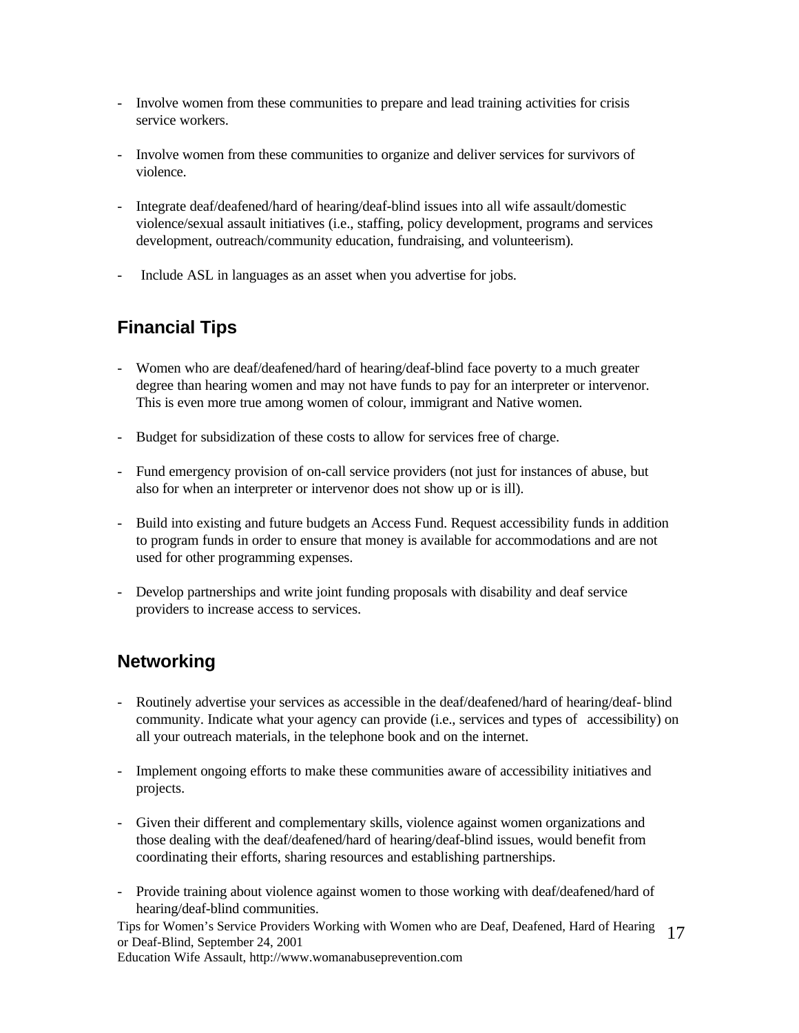- Involve women from these communities to prepare and lead training activities for crisis service workers.

- Involve women from these communities to organize and deliver services for survivors of violence.

- Integrate deaf/deafened/hard of hearing/deaf-blind issues into all wife assault/domestic violence/sexual assault initiatives (i.e., staffing, policy development, programs and services development, outreach/community education, fundraising, and volunteerism).

- Include ASL in languages as an asset when you advertise for jobs.

## Financial Tips

- Women who are deaf/deafened/hard of hearing/deaf-blind face poverty to a much greater degree than hearing women and may not have funds to pay for an interpreter or intervenor. This is even more true among women of colour, immigrant and Native women.

- Budget for subsidization of these costs to allow for services free of charge.

- Fund emergency provision of on-call service providers (not just for instances of abuse, but also for when an interpreter or intervenor does not show up or is ill).

- Build into existing and future budgets an Access Fund. Request accessibility funds in addition to program funds in order to ensure that money is available for accommodations and are not used for other programming expenses.

- Develop partnerships and write joint funding proposals with disability and deaf service providers to increase access to services.

## Networking

- Routinely advertise your services as accessible in the deaf/deafened/hard of hearing/deaf-blind community. Indicate what your agency can provide (i.e., services and types of accessibility) on all your outreach materials, in the telephone book and on the internet.

- Implement ongoing efforts to make these communities aware of accessibility initiatives and projects.

- Given their different and complementary skills, violence against women organizations and those dealing with the deaf/deafened/hard of hearing/deaf-blind issues, would benefit from coordinating their efforts, sharing resources and establishing partnerships.

- Provide training about violence against women to those working with deaf/deafened/hard of hearing/deaf-blind communities.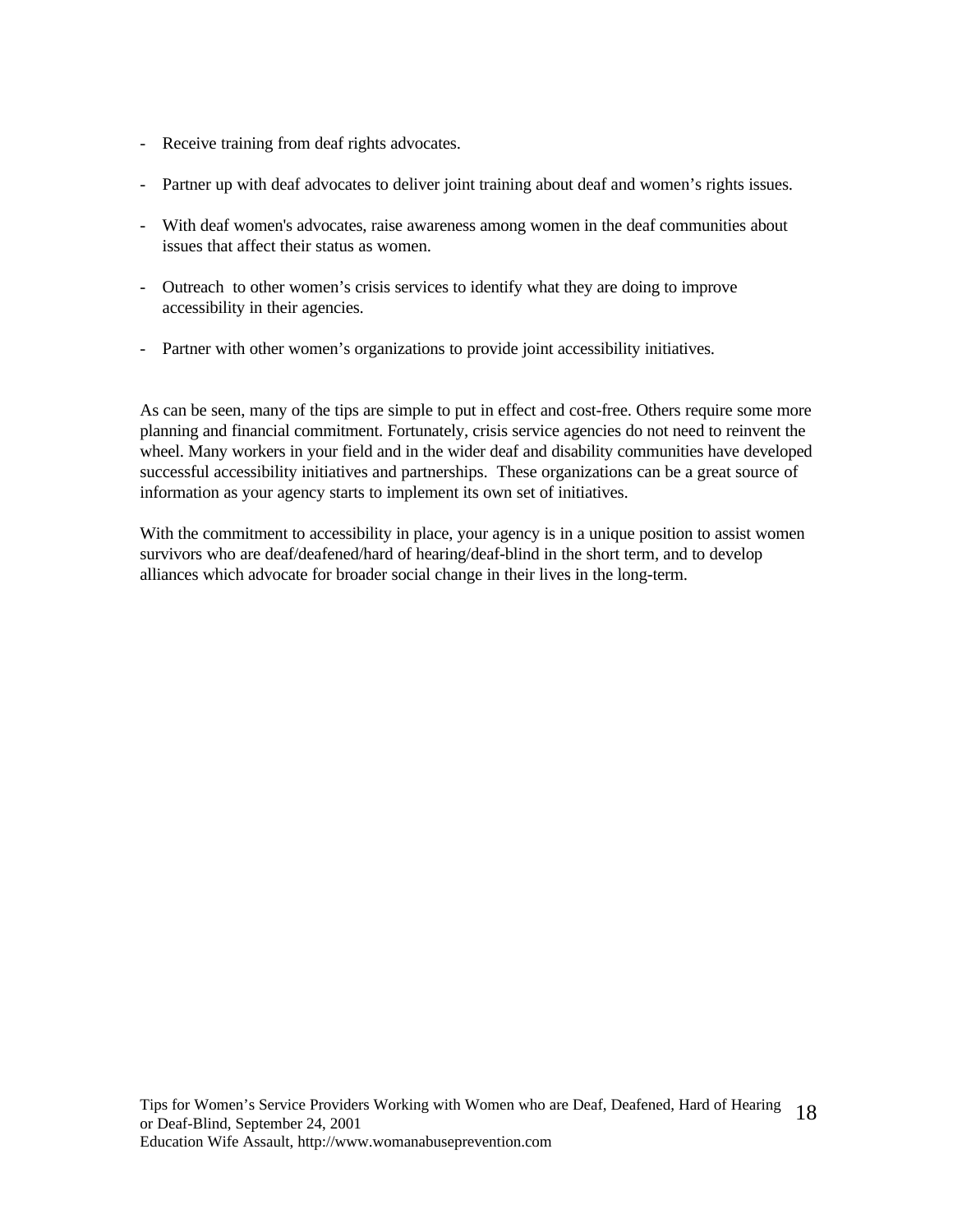- Receive training from deaf rights advocates.
- Partner up with deaf advocates to deliver joint training about deaf and women's rights issues.
- With deaf women's advocates, raise awareness among women in the deaf communities about issues that affect their status as women.
- Outreach to other women's crisis services to identify what they are doing to improve accessibility in their agencies.
- Partner with other women's organizations to provide joint accessibility initiatives.

As can be seen, many of the tips are simple to put in effect and cost-free. Others require some more planning and financial commitment. Fortunately, crisis service agencies do not need to reinvent the wheel. Many workers in your field and in the wider deaf and disability communities have developed successful accessibility initiatives and partnerships. These organizations can be a great source of information as your agency starts to implement its own set of initiatives.

With the commitment to accessibility in place, your agency is in a unique position to assist women survivors who are deaf/deafened/hard of hearing/deaf-blind in the short term, and to develop alliances which advocate for broader social change in their lives in the long-term.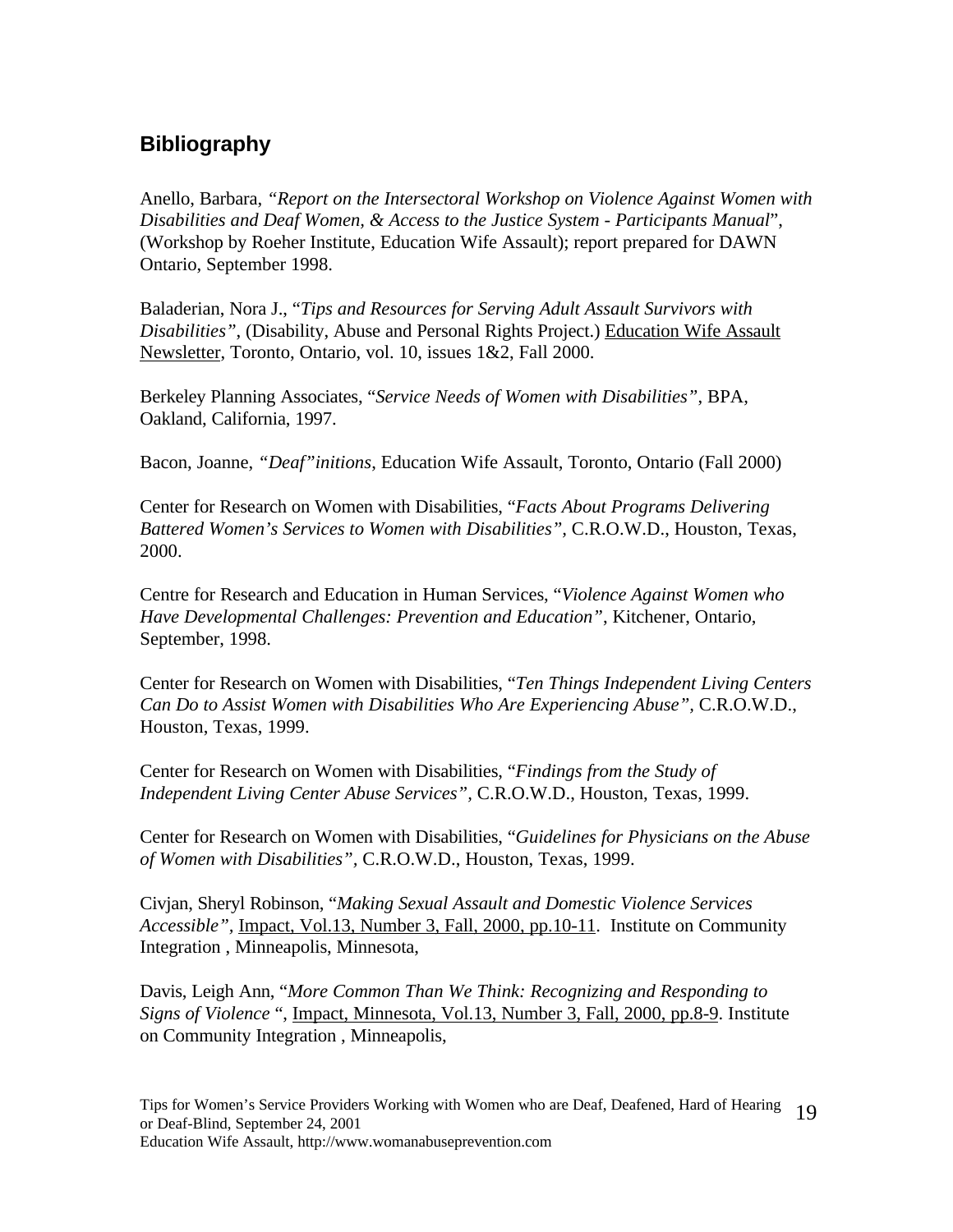## Bibliography

Anello, Barbara, *"Report on the Intersectoral Workshop on Violence Against Women with Disabilities and Deaf Women, & Access to the Justice System - Participants Manual*", (Workshop by Roeher Institute, Education Wife Assault); report prepared for DAWN Ontario, September 1998.

Baladerian, Nora J., "*Tips and Resources for Serving Adult Assault Survivors with Disabilities"*, (Disability, Abuse and Personal Rights Project.) Education Wife Assault Newsletter, Toronto, Ontario, vol. 10, issues 1&2, Fall 2000.

Berkeley Planning Associates, "*Service Needs of Women with Disabilities"*, BPA, Oakland, California, 1997.

Bacon, Joanne, *"Deaf"initions*, Education Wife Assault, Toronto, Ontario (Fall 2000)

Center for Research on Women with Disabilities, "*Facts About Programs Delivering Battered Women's Services to Women with Disabilities"*, C.R.O.W.D., Houston, Texas, 2000.

Centre for Research and Education in Human Services, "*Violence Against Women who Have Developmental Challenges: Prevention and Education"*, Kitchener, Ontario, September, 1998.

Center for Research on Women with Disabilities, "*Ten Things Independent Living Centers Can Do to Assist Women with Disabilities Who Are Experiencing Abuse"*, C.R.O.W.D., Houston, Texas, 1999.

Center for Research on Women with Disabilities, "*Findings from the Study of Independent Living Center Abuse Services"*, C.R.O.W.D., Houston, Texas, 1999.

Center for Research on Women with Disabilities, "*Guidelines for Physicians on the Abuse of Women with Disabilities"*, C.R.O.W.D., Houston, Texas, 1999.

Civjan, Sheryl Robinson, "*Making Sexual Assault and Domestic Violence Services Accessible"*, Impact, Vol.13, Number 3, Fall, 2000, pp.10-11. Institute on Community Integration , Minneapolis, Minnesota,

Davis, Leigh Ann, "*More Common Than We Think: Recognizing and Responding to Signs of Violence* ", Impact, Minnesota, Vol.13, Number 3, Fall, 2000, pp.8-9. Institute on Community Integration , Minneapolis,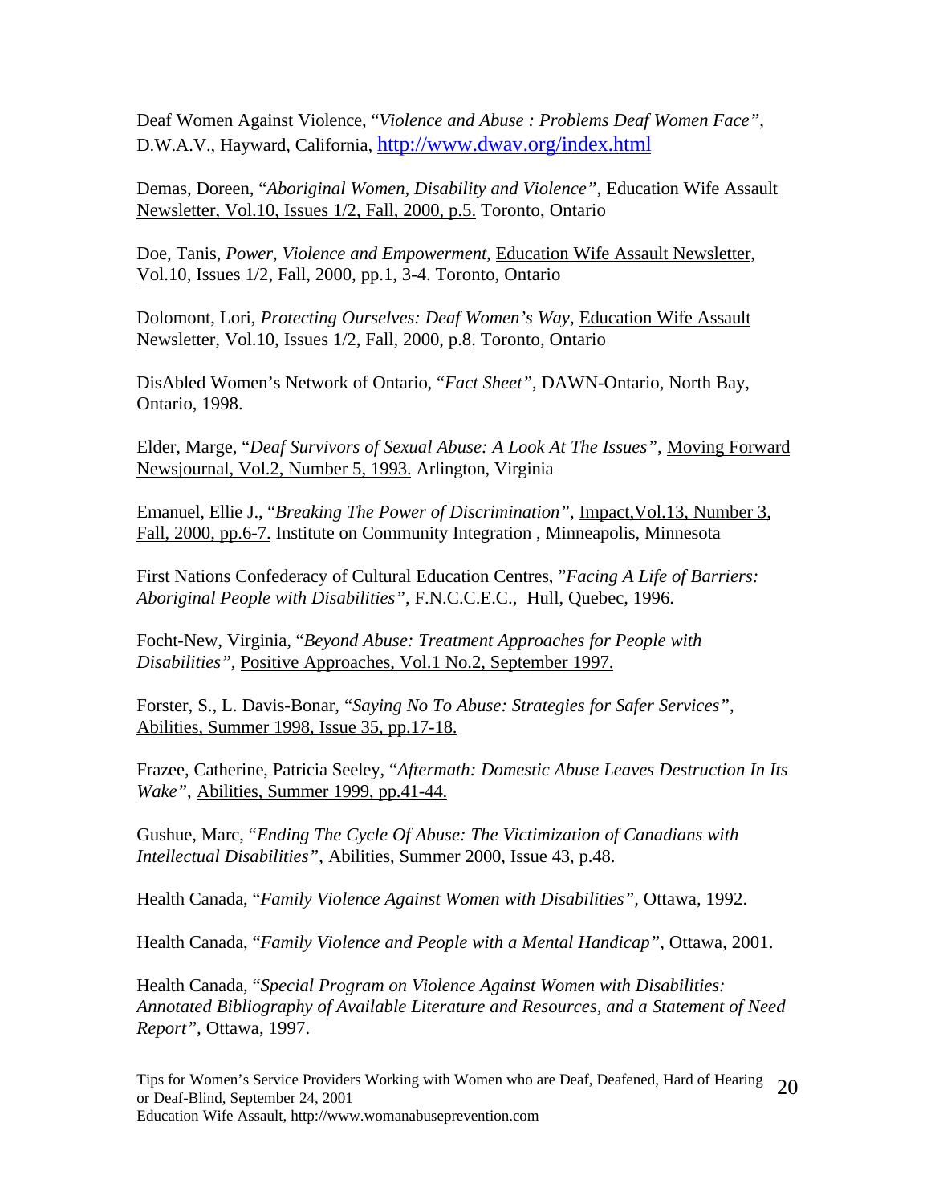Deaf Women Against Violence, "*Violence and Abuse : Problems Deaf Women Face"*, D.W.A.V., Hayward, California, http://www.dwav.org/index.html

Demas, Doreen, "*Aboriginal Women, Disability and Violence"*, Education Wife Assault Newsletter, Vol.10, Issues 1/2, Fall, 2000, p.5. Toronto, Ontario

Doe, Tanis, *Power, Violence and Empowerment,* Education Wife Assault Newsletter, Vol.10, Issues 1/2, Fall, 2000, pp.1, 3-4. Toronto, Ontario

Dolomont, Lori, *Protecting Ourselves: Deaf Women's Way*, Education Wife Assault Newsletter, Vol.10, Issues 1/2, Fall, 2000, p.8. Toronto, Ontario

DisAbled Women's Network of Ontario, "*Fact Sheet"*, DAWN-Ontario, North Bay, Ontario, 1998.

Elder, Marge, "*Deaf Survivors of Sexual Abuse: A Look At The Issues"*, Moving Forward Newsjournal, Vol.2, Number 5, 1993. Arlington, Virginia

Emanuel, Ellie J., "*Breaking The Power of Discrimination"*, Impact,Vol.13, Number 3, Fall, 2000, pp.6-7. Institute on Community Integration , Minneapolis, Minnesota

First Nations Confederacy of Cultural Education Centres, "*Facing A Life of Barriers: Aboriginal People with Disabilities"*, F.N.C.C.E.C., Hull, Quebec, 1996.

Focht-New, Virginia, "*Beyond Abuse: Treatment Approaches for People with Disabilities"*, Positive Approaches, Vol.1 No.2, September 1997.

Forster, S., L. Davis-Bonar, "*Saying No To Abuse: Strategies for Safer Services"*, Abilities, Summer 1998, Issue 35, pp.17-18.

Frazee, Catherine, Patricia Seeley, "*Aftermath: Domestic Abuse Leaves Destruction In Its Wake"*, Abilities, Summer 1999, pp.41-44.

Gushue, Marc, "*Ending The Cycle Of Abuse: The Victimization of Canadians with Intellectual Disabilities"*, Abilities, Summer 2000, Issue 43, p.48.

Health Canada, "*Family Violence Against Women with Disabilities"*, Ottawa, 1992.

Health Canada, "*Family Violence and People with a Mental Handicap"*, Ottawa, 2001.

Health Canada, "*Special Program on Violence Against Women with Disabilities: Annotated Bibliography of Available Literature and Resources, and a Statement of Need Report"*, Ottawa, 1997.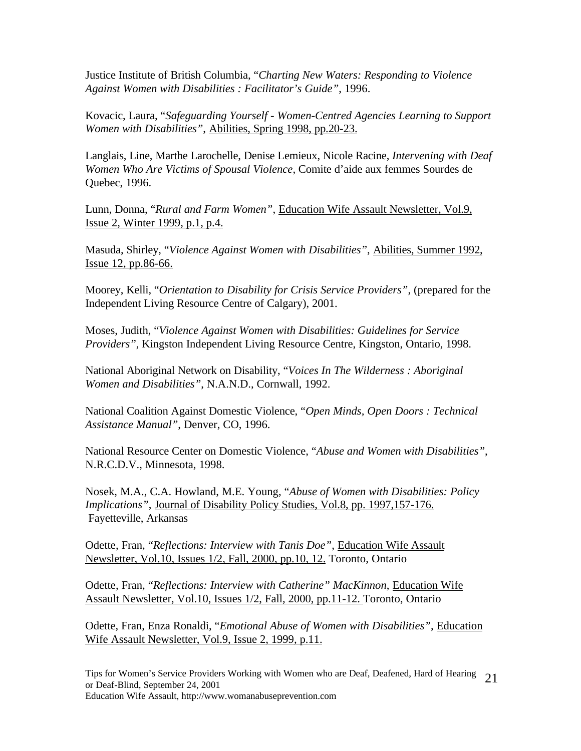Justice Institute of British Columbia, "*Charting New Waters: Responding to Violence Against Women with Disabilities : Facilitator's Guide"*, 1996.

Kovacic, Laura, "*Safeguarding Yourself - Women-Centred Agencies Learning to Support Women with Disabilities"*, <u>Abilities, Spring 1998, pp.20-23.</u>

Langlais, Line, Marthe Larochelle, Denise Lemieux, Nicole Racine, *Intervening with Deaf Women Who Are Victims of Spousal Violence*, Comite d'aide aux femmes Sourdes de Quebec, 1996.

Lunn, Donna, "*Rural and Farm Women"*, <u>Education Wife Assault Newsletter, Vol.9, Issue 2, Winter 1999, p.1, p.4.</u>

Masuda, Shirley, "*Violence Against Women with Disabilities"*, <u>Abilities, Summer 1992, Issue 12, pp.86-66.</u>

Moorey, Kelli, "*Orientation to Disability for Crisis Service Providers"*, (prepared for the Independent Living Resource Centre of Calgary), 2001.

Moses, Judith, "*Violence Against Women with Disabilities: Guidelines for Service Providers"*, Kingston Independent Living Resource Centre, Kingston, Ontario, 1998.

National Aboriginal Network on Disability, "*Voices In The Wilderness : Aboriginal Women and Disabilities"*, N.A.N.D., Cornwall, 1992.

National Coalition Against Domestic Violence, "*Open Minds, Open Doors : Technical Assistance Manual"*, Denver, CO, 1996.

National Resource Center on Domestic Violence, "*Abuse and Women with Disabilities"*, N.R.C.D.V., Minnesota, 1998.

Nosek, M.A., C.A. Howland, M.E. Young, "*Abuse of Women with Disabilities: Policy Implications"*, <u>Journal of Disability Policy Studies, Vol.8, pp. 1997,157-176.</u> Fayetteville, Arkansas

Odette, Fran, "*Reflections: Interview with Tanis Doe"*, <u>Education Wife Assault Newsletter, Vol.10, Issues 1/2, Fall, 2000, pp.10, 12.</u> Toronto, Ontario

Odette, Fran, "*Reflections: Interview with Catherine" MacKinnon*, <u>Education Wife Assault Newsletter, Vol.10, Issues 1/2, Fall, 2000, pp.11-12.</u> Toronto, Ontario

Odette, Fran, Enza Ronaldi, "*Emotional Abuse of Women with Disabilities"*, <u>Education Wife Assault Newsletter, Vol.9, Issue 2, 1999, p.11.</u>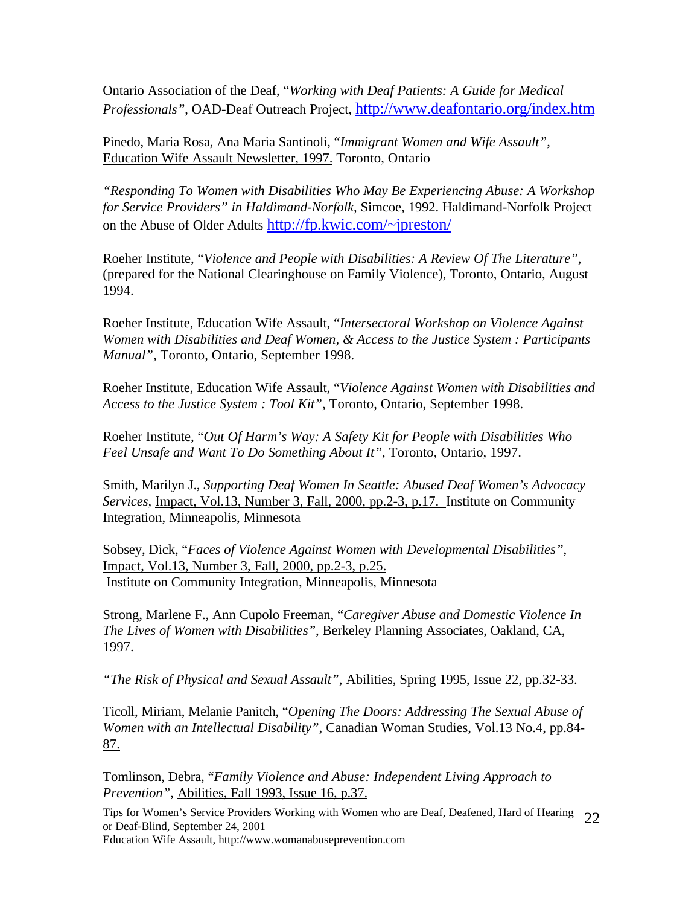Ontario Association of the Deaf, "*Working with Deaf Patients: A Guide for Medical Professionals*", OAD-Deaf Outreach Project, http://www.deafontario.org/index.htm

Pinedo, Maria Rosa, Ana Maria Santinoli, "*Immigrant Women and Wife Assault*", Education Wife Assault Newsletter, 1997. Toronto, Ontario

"*Responding To Women with Disabilities Who May Be Experiencing Abuse: A Workshop for Service Providers" in Haldimand-Norfolk,* Simcoe, 1992. Haldimand-Norfolk Project on the Abuse of Older Adults http://fp.kwic.com/~jpreston/

Roeher Institute, "*Violence and People with Disabilities: A Review Of The Literature*", (prepared for the National Clearinghouse on Family Violence), Toronto, Ontario, August 1994.

Roeher Institute, Education Wife Assault, "*Intersectoral Workshop on Violence Against Women with Disabilities and Deaf Women, & Access to the Justice System : Participants Manual*", Toronto, Ontario, September 1998.

Roeher Institute, Education Wife Assault, "*Violence Against Women with Disabilities and Access to the Justice System : Tool Kit*", Toronto, Ontario, September 1998.

Roeher Institute, "*Out Of Harm's Way: A Safety Kit for People with Disabilities Who Feel Unsafe and Want To Do Something About It*", Toronto, Ontario, 1997.

Smith, Marilyn J., *Supporting Deaf Women In Seattle: Abused Deaf Women's Advocacy Services*, Impact, Vol.13, Number 3, Fall, 2000, pp.2-3, p.17. Institute on Community Integration, Minneapolis, Minnesota

Sobsey, Dick, "*Faces of Violence Against Women with Developmental Disabilities*", Impact, Vol.13, Number 3, Fall, 2000, pp.2-3, p.25. Institute on Community Integration, Minneapolis, Minnesota

Strong, Marlene F., Ann Cupolo Freeman, "*Caregiver Abuse and Domestic Violence In The Lives of Women with Disabilities*", Berkeley Planning Associates, Oakland, CA, 1997.

"*The Risk of Physical and Sexual Assault*", Abilities, Spring 1995, Issue 22, pp.32-33.

Ticoll, Miriam, Melanie Panitch, "*Opening The Doors: Addressing The Sexual Abuse of Women with an Intellectual Disability*", Canadian Woman Studies, Vol.13 No.4, pp.84-87.

Tomlinson, Debra, "*Family Violence and Abuse: Independent Living Approach to Prevention*", Abilities, Fall 1993, Issue 16, p.37.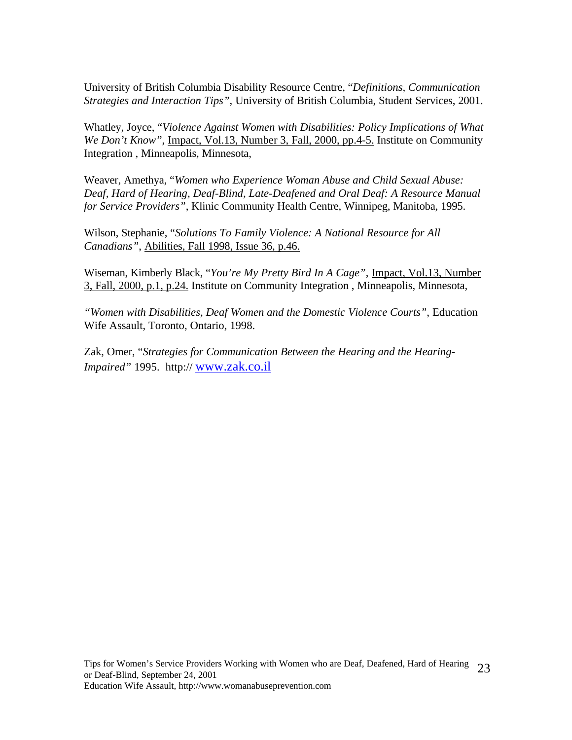University of British Columbia Disability Resource Centre, "*Definitions, Communication Strategies and Interaction Tips"*, University of British Columbia, Student Services, 2001.

Whatley, Joyce, "*Violence Against Women with Disabilities: Policy Implications of What We Don't Know"*, Impact, Vol.13, Number 3, Fall, 2000, pp.4-5. Institute on Community Integration , Minneapolis, Minnesota,

Weaver, Amethya, "*Women who Experience Woman Abuse and Child Sexual Abuse: Deaf, Hard of Hearing, Deaf-Blind, Late-Deafened and Oral Deaf: A Resource Manual for Service Providers"*, Klinic Community Health Centre, Winnipeg, Manitoba, 1995.

Wilson, Stephanie, "*Solutions To Family Violence: A National Resource for All Canadians"*, Abilities, Fall 1998, Issue 36, p.46.

Wiseman, Kimberly Black, "*You're My Pretty Bird In A Cage"*, Impact, Vol.13, Number 3, Fall, 2000, p.1, p.24. Institute on Community Integration , Minneapolis, Minnesota,

*"Women with Disabilities, Deaf Women and the Domestic Violence Courts"*, Education Wife Assault, Toronto, Ontario, 1998.

Zak, Omer, "*Strategies for Communication Between the Hearing and the Hearing-Impaired"* 1995. http:// www.zak.co.il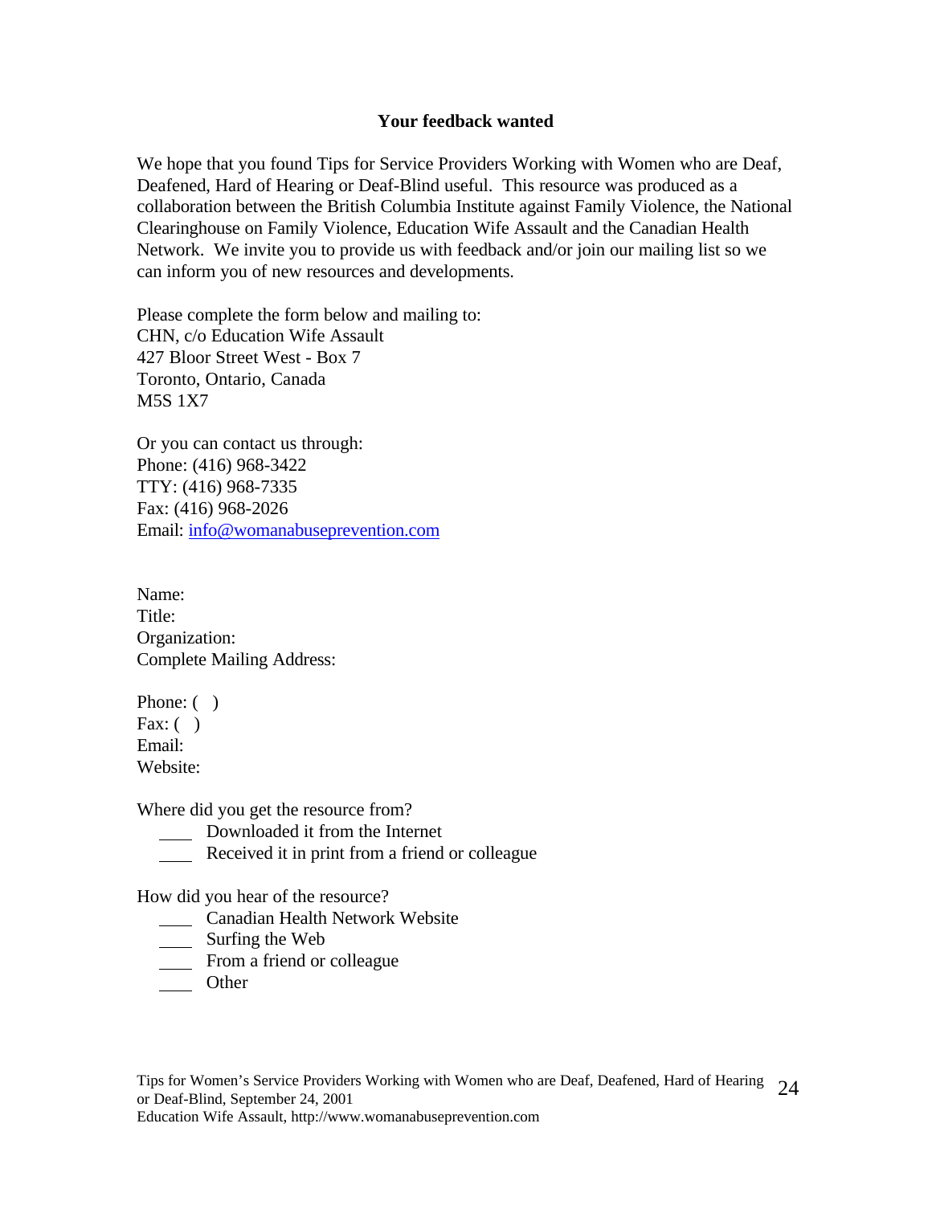**Your feedback wanted**

We hope that you found Tips for Service Providers Working with Women who are Deaf, Deafened, Hard of Hearing or Deaf-Blind useful. This resource was produced as a collaboration between the British Columbia Institute against Family Violence, the National Clearinghouse on Family Violence, Education Wife Assault and the Canadian Health Network. We invite you to provide us with feedback and/or join our mailing list so we can inform you of new resources and developments.

Please complete the form below and mailing to:
CHN, c/o Education Wife Assault
427 Bloor Street West - Box 7
Toronto, Ontario, Canada
M5S 1X7

Or you can contact us through:
Phone: (416) 968-3422
TTY: (416) 968-7335
Fax: (416) 968-2026
Email: info@womanabuseprevention.com

Name:
Title:
Organization:
Complete Mailing Address:

Phone: ( )
Fax: ( )
Email:
Website:

Where did you get the resource from?

- ____ Downloaded it from the Internet
- ____ Received it in print from a friend or colleague

How did you hear of the resource?

- ____ Canadian Health Network Website
- ____ Surfing the Web
- ____ From a friend or colleague
- ____ Other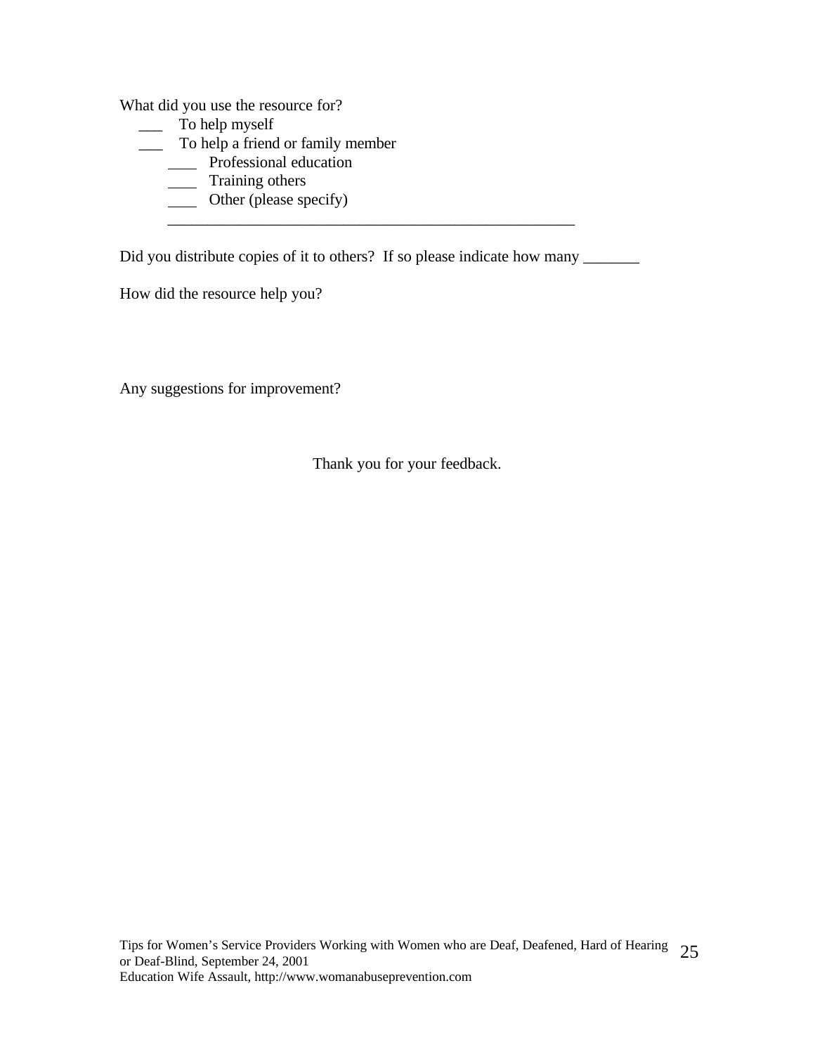What did you use the resource for?

___ To help myself
___ To help a friend or family member
___ Professional education
___ Training others
___ Other (please specify)
_____________________________________________________

Did you distribute copies of it to others? If so please indicate how many _______

How did the resource help you?

Any suggestions for improvement?

Thank you for your feedback.